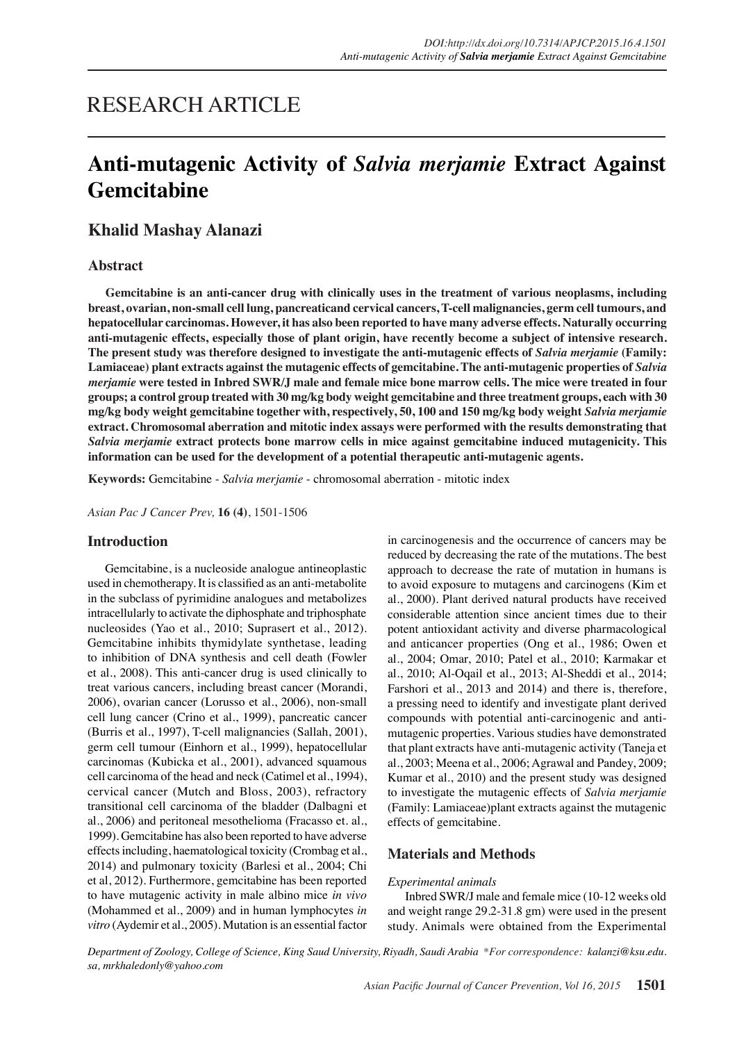RESEARCH ARTICLE

# Anti-mutagenic Activity of *Salvia merjamie* Extract Against Gemcitabine

## Khalid Mashay Alanazi

### Abstract

**Gemcitabine is an anti-cancer drug with clinically uses in the treatment of various neoplasms, including breast, ovarian, non-small cell lung, pancreaticand cervical cancers, T-cell malignancies, germ cell tumours, and hepatocellular carcinomas. However, it has also been reported to have many adverse effects. Naturally occurring anti-mutagenic effects, especially those of plant origin, have recently become a subject of intensive research. The present study was therefore designed to investigate the anti-mutagenic effects of *Salvia merjamie* (Family: Lamiaceae) plant extracts against the mutagenic effects of gemcitabine. The anti-mutagenic properties of *Salvia merjamie* were tested in Inbred SWR/J male and female mice bone marrow cells. The mice were treated in four groups; a control group treated with 30 mg/kg body weight gemcitabine and three treatment groups, each with 30 mg/kg body weight gemcitabine together with, respectively, 50, 100 and 150 mg/kg body weight *Salvia merjamie* extract. Chromosomal aberration and mitotic index assays were performed with the results demonstrating that *Salvia merjamie* extract protects bone marrow cells in mice against gemcitabine induced mutagenicity. This information can be used for the development of a potential therapeutic anti-mutagenic agents.**

**Keywords:** Gemcitabine - *Salvia merjamie* - chromosomal aberration - mitotic index

*Asian Pac J Cancer Prev,* **16 (4)**, 1501-1506

### Introduction

Gemcitabine, is a nucleoside analogue antineoplastic used in chemotherapy. It is classified as an anti-metabolite in the subclass of pyrimidine analogues and metabolizes intracellularly to activate the diphosphate and triphosphate nucleosides (Yao et al., 2010; Suprasert et al., 2012). Gemcitabine inhibits thymidylate synthetase, leading to inhibition of DNA synthesis and cell death (Fowler et al., 2008). This anti-cancer drug is used clinically to treat various cancers, including breast cancer (Morandi, 2006), ovarian cancer (Lorusso et al., 2006), non-small cell lung cancer (Crino et al., 1999), pancreatic cancer (Burris et al., 1997), T-cell malignancies (Sallah, 2001), germ cell tumour (Einhorn et al., 1999), hepatocellular carcinomas (Kubicka et al., 2001), advanced squamous cell carcinoma of the head and neck (Catimel et al., 1994), cervical cancer (Mutch and Bloss, 2003), refractory transitional cell carcinoma of the bladder (Dalbagni et al., 2006) and peritoneal mesothelioma (Fracasso et. al., 1999). Gemcitabine has also been reported to have adverse effects including, haematological toxicity (Crombag et al., 2014) and pulmonary toxicity (Barlesi et al., 2004; Chi et al, 2012). Furthermore, gemcitabine has been reported to have mutagenic activity in male albino mice *in vivo* (Mohammed et al., 2009) and in human lymphocytes *in vitro* (Aydemir et al., 2005). Mutation is an essential factor in carcinogenesis and the occurrence of cancers may be reduced by decreasing the rate of the mutations. The best approach to decrease the rate of mutation in humans is to avoid exposure to mutagens and carcinogens (Kim et al., 2000). Plant derived natural products have received considerable attention since ancient times due to their potent antioxidant activity and diverse pharmacological and anticancer properties (Ong et al., 1986; Owen et al., 2004; Omar, 2010; Patel et al., 2010; Karmakar et al., 2010; Al-Oqail et al., 2013; Al-Sheddi et al., 2014; Farshori et al., 2013 and 2014) and there is, therefore, a pressing need to identify and investigate plant derived compounds with potential anti-carcinogenic and anti-mutagenic properties. Various studies have demonstrated that plant extracts have anti-mutagenic activity (Taneja et al., 2003; Meena et al., 2006; Agrawal and Pandey, 2009; Kumar et al., 2010) and the present study was designed to investigate the mutagenic effects of *Salvia merjamie* (Family: Lamiaceae)plant extracts against the mutagenic effects of gemcitabine.

### Materials and Methods

*Experimental animals*

Inbred SWR/J male and female mice (10-12 weeks old and weight range 29.2-31.8 gm) were used in the present study. Animals were obtained from the Experimental

*Department of Zoology, College of Science, King Saud University, Riyadh, Saudi Arabia \*For correspondence: kalanzi@ksu.edu.sa, mrkhaledonly@yahoo.com*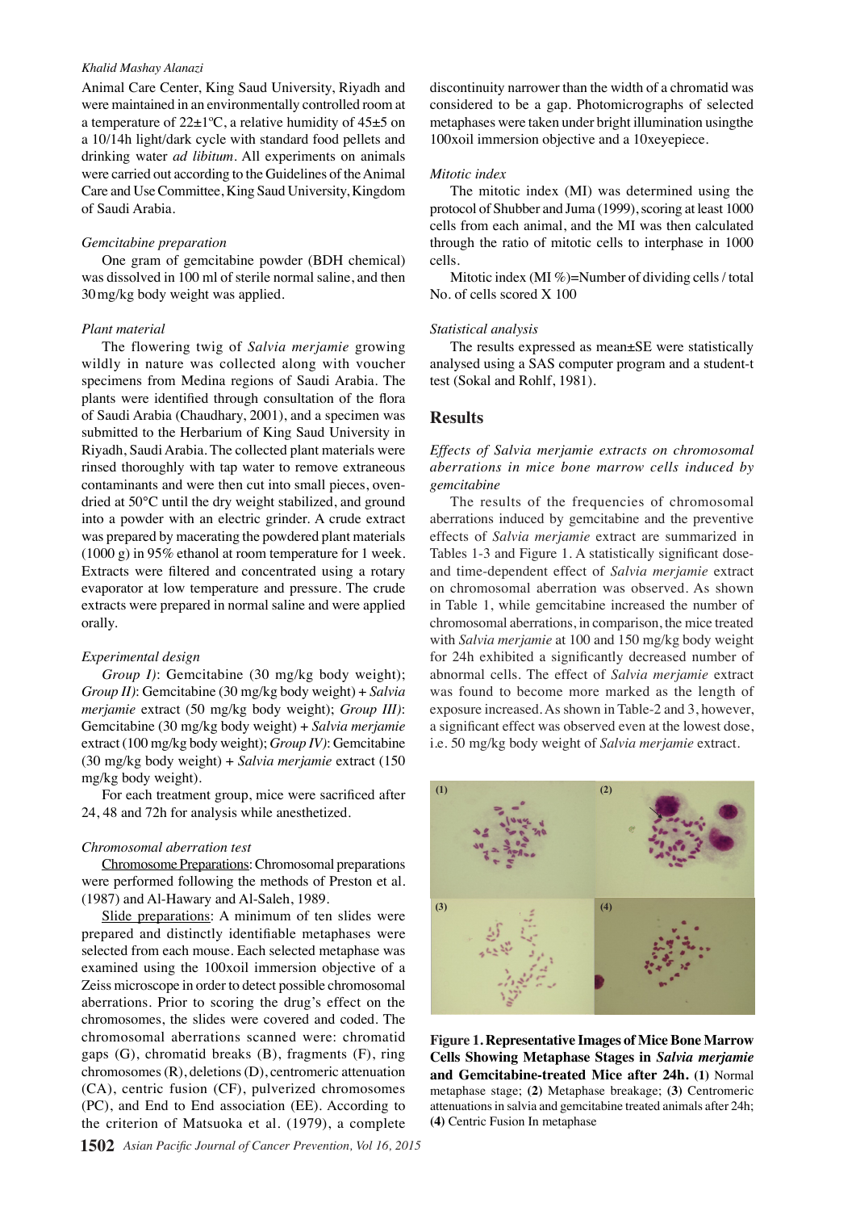Animal Care Center, King Saud University, Riyadh and were maintained in an environmentally controlled room at a temperature of 22±1ºC, a relative humidity of 45±5 on a 10/14h light/dark cycle with standard food pellets and drinking water *ad libitum*. All experiments on animals were carried out according to the Guidelines of the Animal Care and Use Committee, King Saud University, Kingdom of Saudi Arabia.

*Gemcitabine preparation*

One gram of gemcitabine powder (BDH chemical) was dissolved in 100 ml of sterile normal saline, and then 30 mg/kg body weight was applied.

*Plant material*

The flowering twig of *Salvia merjamie* growing wildly in nature was collected along with voucher specimens from Medina regions of Saudi Arabia. The plants were identified through consultation of the flora of Saudi Arabia (Chaudhary, 2001), and a specimen was submitted to the Herbarium of King Saud University in Riyadh, Saudi Arabia. The collected plant materials were rinsed thoroughly with tap water to remove extraneous contaminants and were then cut into small pieces, oven-dried at 50°C until the dry weight stabilized, and ground into a powder with an electric grinder. A crude extract was prepared by macerating the powdered plant materials (1000 g) in 95% ethanol at room temperature for 1 week. Extracts were filtered and concentrated using a rotary evaporator at low temperature and pressure. The crude extracts were prepared in normal saline and were applied orally.

*Experimental design*

*Group I)*: Gemcitabine (30 mg/kg body weight); *Group II)*: Gemcitabine (30 mg/kg body weight) + *Salvia merjamie* extract (50 mg/kg body weight); *Group III)*: Gemcitabine (30 mg/kg body weight) + *Salvia merjamie* extract (100 mg/kg body weight); *Group IV)*: Gemcitabine (30 mg/kg body weight) + *Salvia merjamie* extract (150 mg/kg body weight).

For each treatment group, mice were sacrificed after 24, 48 and 72h for analysis while anesthetized.

*Chromosomal aberration test*

Chromosome Preparations: Chromosomal preparations were performed following the methods of Preston et al. (1987) and Al-Hawary and Al-Saleh, 1989.

Slide preparations: A minimum of ten slides were prepared and distinctly identifiable metaphases were selected from each mouse. Each selected metaphase was examined using the 100xoil immersion objective of a Zeiss microscope in order to detect possible chromosomal aberrations. Prior to scoring the drug's effect on the chromosomes, the slides were covered and coded. The chromosomal aberrations scanned were: chromatid gaps (G), chromatid breaks (B), fragments (F), ring chromosomes (R), deletions (D), centromeric attenuation (CA), centric fusion (CF), pulverized chromosomes (PC), and End to End association (EE). According to the criterion of Matsuoka et al. (1979), a complete discontinuity narrower than the width of a chromatid was considered to be a gap. Photomicrographs of selected metaphases were taken under bright illumination usingthe 100xoil immersion objective and a 10xeyepiece.

*Mitotic index*

The mitotic index (MI) was determined using the protocol of Shubber and Juma (1999), scoring at least 1000 cells from each animal, and the MI was then calculated through the ratio of mitotic cells to interphase in 1000 cells.

Mitotic index (MI %)=Number of dividing cells / total No. of cells scored X 100

*Statistical analysis*

The results expressed as mean±SE were statistically analysed using a SAS computer program and a student-t test (Sokal and Rohlf, 1981).

## Results

*Effects of Salvia merjamie extracts on chromosomal aberrations in mice bone marrow cells induced by gemcitabine*

The results of the frequencies of chromosomal aberrations induced by gemcitabine and the preventive effects of *Salvia merjamie* extract are summarized in Tables 1-3 and Figure 1. A statistically significant dose- and time-dependent effect of *Salvia merjamie* extract on chromosomal aberration was observed. As shown in Table 1, while gemcitabine increased the number of chromosomal aberrations, in comparison, the mice treated with *Salvia merjamie* at 100 and 150 mg/kg body weight for 24h exhibited a significantly decreased number of abnormal cells. The effect of *Salvia merjamie* extract was found to become more marked as the length of exposure increased. As shown in Table-2 and 3, however, a significant effect was observed even at the lowest dose, i.e. 50 mg/kg body weight of *Salvia merjamie* extract.

**Figure 1. Representative Images of Mice Bone Marrow Cells Showing Metaphase Stages in *Salvia merjamie* and Gemcitabine-treated Mice after 24h.** **(1)** Normal metaphase stage; **(2)** Metaphase breakage; **(3)** Centromeric attenuations in salvia and gemcitabine treated animals after 24h; **(4)** Centric Fusion In metaphase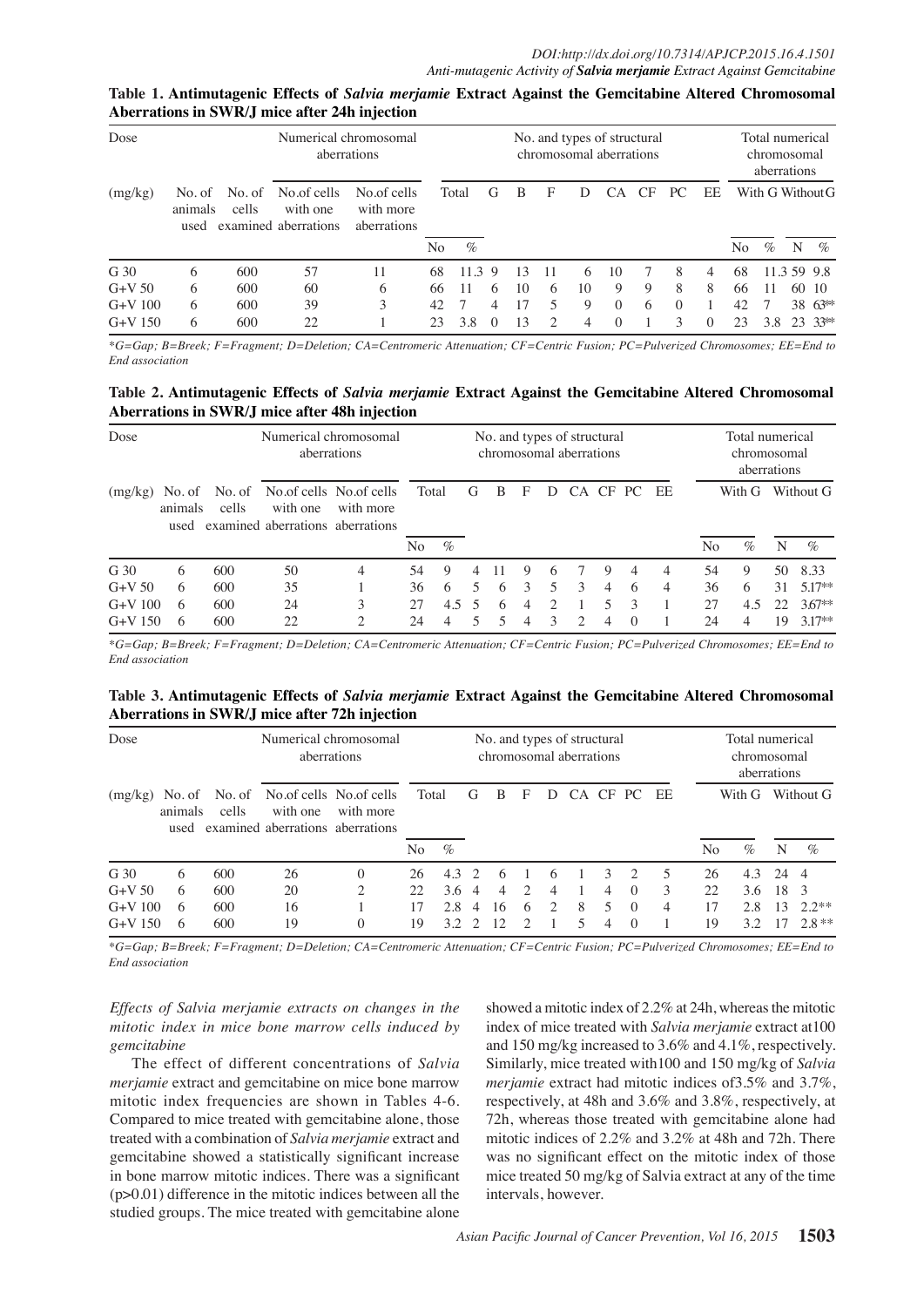**Table 1. Antimutagenic Effects of *Salvia merjamie* Extract Against the Gemcitabine Altered Chromosomal Aberrations in SWR/J mice after 24h injection**

| Dose | Numerical chromosomal aberrations | | | | | | No. and types of structural chromosomal aberrations | | | | | | | | Total numerical chromosomal aberrations | | | |
|---|---|---|---|---|---|---|---|---|---|---|---|---|---|---|---|---|---|---|
| (mg/kg) | No. of animals used | No. of cells examined | No.of cells with one aberrations | No.of cells with more aberrations | Total | | G | B | F | D | CA | CF | PC | EE | With G | | Without G | |
| | | | | | No | % | | | | | | | | | No | % | N | % |
| G 30 | 6 | 600 | 57 | 11 | 68 | 11.3 | 9 | 13 | 11 | 6 | 10 | 7 | 8 | 4 | 68 | 11.3 | 59 | 9.8 |
| G+V 50 | 6 | 600 | 60 | 6 | 66 | 11 | 6 | 10 | 6 | 10 | 9 | 9 | 8 | 8 | 66 | 11 | 60 | 10 |
| G+V 100 | 6 | 600 | 39 | 3 | 42 | 7 | 4 | 17 | 5 | 9 | 0 | 6 | 0 | 1 | 42 | 7 | 38 | 63** |
| G+V 150 | 6 | 600 | 22 | 1 | 23 | 3.8 | 0 | 13 | 2 | 4 | 0 | 1 | 3 | 0 | 23 | 3.8 | 23 | 33** |

*G=Gap; B=Breek; F=Fragment; D=Deletion; CA=Centromeric Attenuation; CF=Centric Fusion; PC=Pulverized Chromosomes; EE=End to End association

**Table 2. Antimutagenic Effects of *Salvia merjamie* Extract Against the Gemcitabine Altered Chromosomal Aberrations in SWR/J mice after 48h injection**

| Dose | Numerical chromosomal aberrations | | | | | | No. and types of structural chromosomal aberrations | | | | | | | | Total numerical chromosomal aberrations | | | |
|---|---|---|---|---|---|---|---|---|---|---|---|---|---|---|---|---|---|---|
| (mg/kg) | No. of animals used | No. of cells examined | No.of cells with one aberrations | No.of cells with more aberrations | Total | | G | B | F | D | CA | CF | PC | EE | With G | | Without G | |
| | | | | | No | % | | | | | | | | | No | % | N | % |
| G 30 | 6 | 600 | 50 | 4 | 54 | 9 | 4 | 11 | 9 | 6 | 7 | 9 | 4 | 4 | 54 | 9 | 50 | 8.33 |
| G+V 50 | 6 | 600 | 35 | 1 | 36 | 6 | 5 | 6 | 3 | 5 | 3 | 4 | 6 | 4 | 36 | 6 | 31 | 5.17** |
| G+V 100 | 6 | 600 | 24 | 3 | 27 | 4.5 | 5 | 6 | 4 | 2 | 1 | 5 | 3 | 1 | 27 | 4.5 | 22 | 3.67** |
| G+V 150 | 6 | 600 | 22 | 2 | 24 | 4 | 5 | 5 | 4 | 3 | 2 | 4 | 0 | 1 | 24 | 4 | 19 | 3.17** |

*G=Gap; B=Breek; F=Fragment; D=Deletion; CA=Centromeric Attenuation; CF=Centric Fusion; PC=Pulverized Chromosomes; EE=End to End association

**Table 3. Antimutagenic Effects of *Salvia merjamie* Extract Against the Gemcitabine Altered Chromosomal Aberrations in SWR/J mice after 72h injection**

| Dose | Numerical chromosomal aberrations | | | | | | No. and types of structural chromosomal aberrations | | | | | | | | Total numerical chromosomal aberrations | | | |
|---|---|---|---|---|---|---|---|---|---|---|---|---|---|---|---|---|---|---|
| (mg/kg) | No. of animals used | No. of cells examined | No.of cells with one aberrations | No.of cells with more aberrations | Total | | G | B | F | D | CA | CF | PC | EE | With G | | Without G | |
| | | | | | No | % | | | | | | | | | No | % | N | % |
| G 30 | 6 | 600 | 26 | 0 | 26 | 4.3 | 2 | 6 | 1 | 6 | 1 | 3 | 2 | 5 | 26 | 4.3 | 24 | 4 |
| G+V 50 | 6 | 600 | 20 | 2 | 22 | 3.6 | 4 | 4 | 2 | 4 | 1 | 4 | 0 | 3 | 22 | 3.6 | 18 | 3 |
| G+V 100 | 6 | 600 | 16 | 1 | 17 | 2.8 | 4 | 16 | 6 | 2 | 8 | 5 | 0 | 4 | 17 | 2.8 | 13 | 2.2** |
| G+V 150 | 6 | 600 | 19 | 0 | 19 | 3.2 | 2 | 12 | 2 | 1 | 5 | 4 | 0 | 1 | 19 | 3.2 | 17 | 2.8 ** |

*G=Gap; B=Breek; F=Fragment; D=Deletion; CA=Centromeric Attenuation; CF=Centric Fusion; PC=Pulverized Chromosomes; EE=End to End association

*Effects of Salvia merjamie extracts on changes in the mitotic index in mice bone marrow cells induced by gemcitabine*

The effect of different concentrations of *Salvia merjamie* extract and gemcitabine on mice bone marrow mitotic index frequencies are shown in Tables 4-6. Compared to mice treated with gemcitabine alone, those treated with a combination of *Salvia merjamie* extract and gemcitabine showed a statistically significant increase in bone marrow mitotic indices. There was a significant ($p>0.01$) difference in the mitotic indices between all the studied groups. The mice treated with gemcitabine alone showed a mitotic index of 2.2% at 24h, whereas the mitotic index of mice treated with *Salvia merjamie* extract at100 and 150 mg/kg increased to 3.6% and 4.1%, respectively. Similarly, mice treated with100 and 150 mg/kg of *Salvia merjamie* extract had mitotic indices of3.5% and 3.7%, respectively, at 48h and 3.6% and 3.8%, respectively, at 72h, whereas those treated with gemcitabine alone had mitotic indices of 2.2% and 3.2% at 48h and 72h. There was no significant effect on the mitotic index of those mice treated 50 mg/kg of Salvia extract at any of the time intervals, however.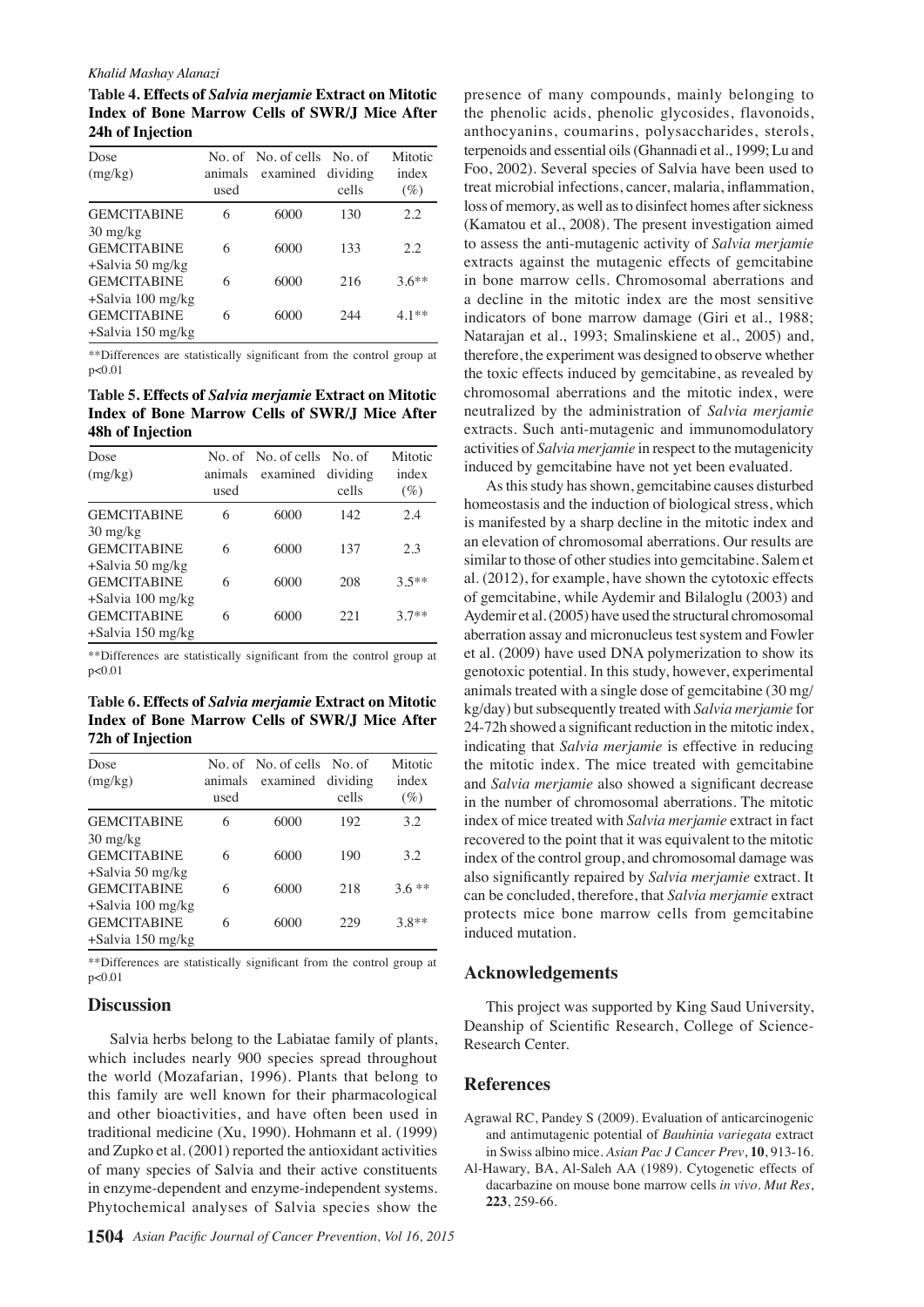**Table 4. Effects of *Salvia merjamie* Extract on Mitotic Index of Bone Marrow Cells of SWR/J Mice After 24h of Injection**

| Dose (mg/kg) | No. of animals used | No. of cells examined | No. of dividing cells | Mitotic index (%) |
|---|---|---|---|---|
| GEMCITABINE 30 mg/kg | 6 | 6000 | 130 | 2.2 |
| GEMCITABINE +Salvia 50 mg/kg | 6 | 6000 | 133 | 2.2 |
| GEMCITABINE +Salvia 100 mg/kg | 6 | 6000 | 216 | 3.6** |
| GEMCITABINE +Salvia 150 mg/kg | 6 | 6000 | 244 | 4.1** |

**Differences are statistically significant from the control group at p<0.01

**Table 5. Effects of *Salvia merjamie* Extract on Mitotic Index of Bone Marrow Cells of SWR/J Mice After 48h of Injection**

| Dose (mg/kg) | No. of animals used | No. of cells examined | No. of dividing cells | Mitotic index (%) |
|---|---|---|---|---|
| GEMCITABINE 30 mg/kg | 6 | 6000 | 142 | 2.4 |
| GEMCITABINE +Salvia 50 mg/kg | 6 | 6000 | 137 | 2.3 |
| GEMCITABINE +Salvia 100 mg/kg | 6 | 6000 | 208 | 3.5** |
| GEMCITABINE +Salvia 150 mg/kg | 6 | 6000 | 221 | 3.7** |

**Differences are statistically significant from the control group at p<0.01

**Table 6. Effects of *Salvia merjamie* Extract on Mitotic Index of Bone Marrow Cells of SWR/J Mice After 72h of Injection**

| Dose (mg/kg) | No. of animals used | No. of cells examined | No. of dividing cells | Mitotic index (%) |
|---|---|---|---|---|
| GEMCITABINE 30 mg/kg | 6 | 6000 | 192 | 3.2 |
| GEMCITABINE +Salvia 50 mg/kg | 6 | 6000 | 190 | 3.2 |
| GEMCITABINE +Salvia 100 mg/kg | 6 | 6000 | 218 | 3.6 ** |
| GEMCITABINE +Salvia 150 mg/kg | 6 | 6000 | 229 | 3.8** |

**Differences are statistically significant from the control group at p<0.01

## Discussion

Salvia herbs belong to the Labiatae family of plants, which includes nearly 900 species spread throughout the world (Mozafarian, 1996). Plants that belong to this family are well known for their pharmacological and other bioactivities, and have often been used in traditional medicine (Xu, 1990). Hohmann et al. (1999) and Zupko et al. (2001) reported the antioxidant activities of many species of Salvia and their active constituents in enzyme-dependent and enzyme-independent systems. Phytochemical analyses of Salvia species show the presence of many compounds, mainly belonging to the phenolic acids, phenolic glycosides, flavonoids, anthocyanins, coumarins, polysaccharides, sterols, terpenoids and essential oils (Ghannadi et al., 1999; Lu and Foo, 2002). Several species of Salvia have been used to treat microbial infections, cancer, malaria, inflammation, loss of memory, as well as to disinfect homes after sickness (Kamatou et al., 2008). The present investigation aimed to assess the anti-mutagenic activity of *Salvia merjamie* extracts against the mutagenic effects of gemcitabine in bone marrow cells. Chromosomal aberrations and a decline in the mitotic index are the most sensitive indicators of bone marrow damage (Giri et al., 1988; Natarajan et al., 1993; Smalinskiene et al., 2005) and, therefore, the experiment was designed to observe whether the toxic effects induced by gemcitabine, as revealed by chromosomal aberrations and the mitotic index, were neutralized by the administration of *Salvia merjamie* extracts. Such anti-mutagenic and immunomodulatory activities of *Salvia merjamie* in respect to the mutagenicity induced by gemcitabine have not yet been evaluated.

As this study has shown, gemcitabine causes disturbed homeostasis and the induction of biological stress, which is manifested by a sharp decline in the mitotic index and an elevation of chromosomal aberrations. Our results are similar to those of other studies into gemcitabine. Salem et al. (2012), for example, have shown the cytotoxic effects of gemcitabine, while Aydemir and Bilaloglu (2003) and Aydemir et al. (2005) have used the structural chromosomal aberration assay and micronucleus test system and Fowler et al. (2009) have used DNA polymerization to show its genotoxic potential. In this study, however, experimental animals treated with a single dose of gemcitabine (30 mg/kg/day) but subsequently treated with *Salvia merjamie* for 24-72h showed a significant reduction in the mitotic index, indicating that *Salvia merjamie* is effective in reducing the mitotic index. The mice treated with gemcitabine and *Salvia merjamie* also showed a significant decrease in the number of chromosomal aberrations. The mitotic index of mice treated with *Salvia merjamie* extract in fact recovered to the point that it was equivalent to the mitotic index of the control group, and chromosomal damage was also significantly repaired by *Salvia merjamie* extract. It can be concluded, therefore, that *Salvia merjamie* extract protects mice bone marrow cells from gemcitabine induced mutation.

## Acknowledgements

This project was supported by King Saud University, Deanship of Scientific Research, College of Science-Research Center.

## References

Agrawal RC, Pandey S (2009). Evaluation of anticarcinogenic and antimutagenic potential of *Bauhinia variegata* extract in Swiss albino mice. *Asian Pac J Cancer Prev*, **10**, 913-16.

Al-Hawary, BA, Al-Saleh AA (1989). Cytogenetic effects of dacarbazine on mouse bone marrow cells *in vivo*. *Mut Res*, **223**, 259-66.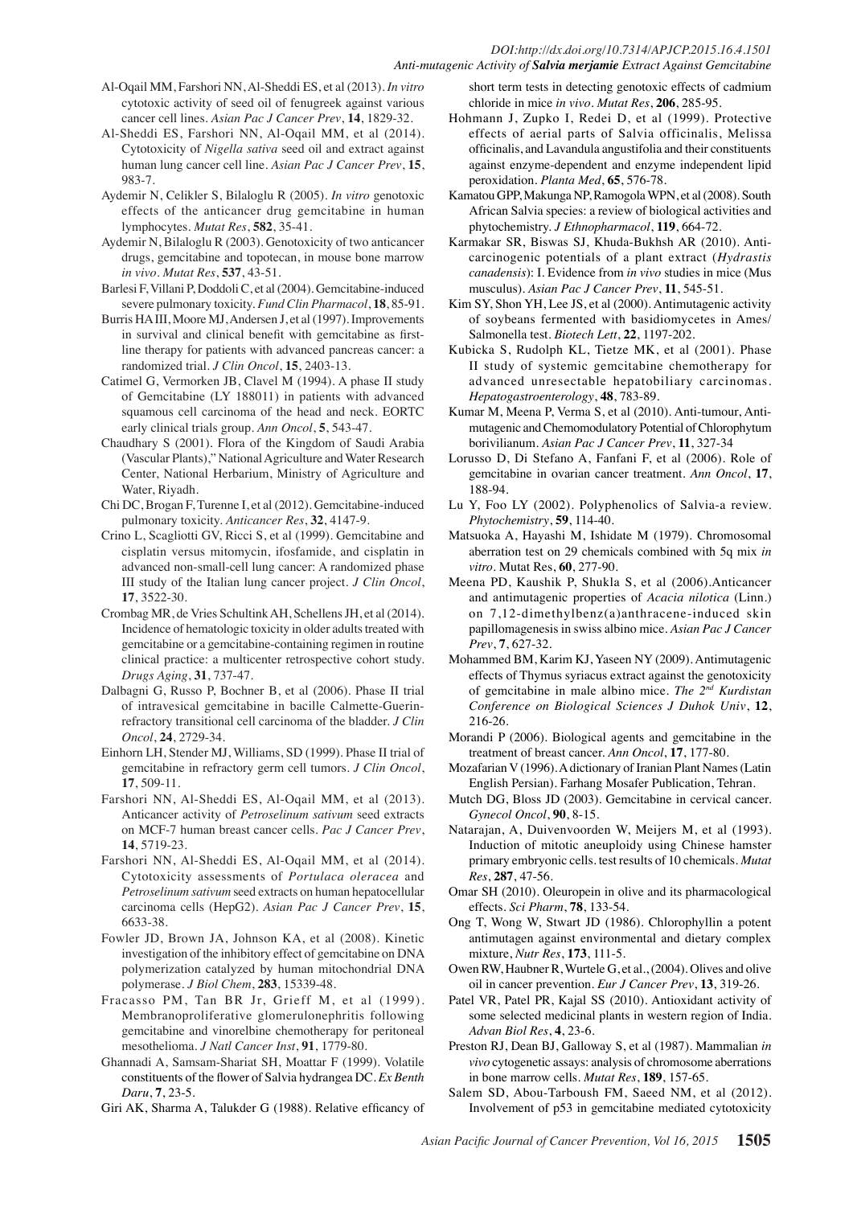Al-Oqail MM, Farshori NN, Al-Sheddi ES, et al (2013). *In vitro* cytotoxic activity of seed oil of fenugreek against various cancer cell lines. *Asian Pac J Cancer Prev*, **14**, 1829-32.

Al-Sheddi ES, Farshori NN, Al-Oqail MM, et al (2014). Cytotoxicity of *Nigella sativa* seed oil and extract against human lung cancer cell line. *Asian Pac J Cancer Prev*, **15**, 983-7.

Aydemir N, Celikler S, Bilaloglu R (2005). *In vitro* genotoxic effects of the anticancer drug gemcitabine in human lymphocytes. *Mutat Res*, **582**, 35-41.

Aydemir N, Bilaloglu R (2003). Genotoxicity of two anticancer drugs, gemcitabine and topotecan, in mouse bone marrow *in vivo*. *Mutat Res*, **537**, 43-51.

Barlesi F, Villani P, Doddoli C, et al (2004). Gemcitabine-induced severe pulmonary toxicity. *Fund Clin Pharmacol*, **18**, 85-91.

Burris HA III, Moore MJ, Andersen J, et al (1997). Improvements in survival and clinical benefit with gemcitabine as first-line therapy for patients with advanced pancreas cancer: a randomized trial. *J Clin Oncol*, **15**, 2403-13.

Catimel G, Vermorken JB, Clavel M (1994). A phase II study of Gemcitabine (LY 188011) in patients with advanced squamous cell carcinoma of the head and neck. EORTC early clinical trials group. *Ann Oncol*, **5**, 543-47.

Chaudhary S (2001). Flora of the Kingdom of Saudi Arabia (Vascular Plants)," National Agriculture and Water Research Center, National Herbarium, Ministry of Agriculture and Water, Riyadh.

Chi DC, Brogan F, Turenne I, et al (2012). Gemcitabine-induced pulmonary toxicity. *Anticancer Res*, **32**, 4147-9.

Crino L, Scagliotti GV, Ricci S, et al (1999). Gemcitabine and cisplatin versus mitomycin, ifosfamide, and cisplatin in advanced non-small-cell lung cancer: A randomized phase III study of the Italian lung cancer project. *J Clin Oncol*, **17**, 3522-30.

Crombag MR, de Vries Schultink AH, Schellens JH, et al (2014). Incidence of hematologic toxicity in older adults treated with gemcitabine or a gemcitabine-containing regimen in routine clinical practice: a multicenter retrospective cohort study. *Drugs Aging*, **31**, 737-47.

Dalbagni G, Russo P, Bochner B, et al (2006). Phase II trial of intravesical gemcitabine in bacille Calmette-Guerin-refractory transitional cell carcinoma of the bladder. *J Clin Oncol*, **24**, 2729-34.

Einhorn LH, Stender MJ, Williams, SD (1999). Phase II trial of gemcitabine in refractory germ cell tumors. *J Clin Oncol*, **17**, 509-11.

Farshori NN, Al-Sheddi ES, Al-Oqail MM, et al (2013). Anticancer activity of *Petroselinum sativum* seed extracts on MCF-7 human breast cancer cells. *Pac J Cancer Prev*, **14**, 5719-23.

Farshori NN, Al-Sheddi ES, Al-Oqail MM, et al (2014). Cytotoxicity assessments of *Portulaca oleracea* and *Petroselinum sativum* seed extracts on human hepatocellular carcinoma cells (HepG2). *Asian Pac J Cancer Prev*, **15**, 6633-38.

Fowler JD, Brown JA, Johnson KA, et al (2008). Kinetic investigation of the inhibitory effect of gemcitabine on DNA polymerization catalyzed by human mitochondrial DNA polymerase. *J Biol Chem*, **283**, 15339-48.

Fracasso PM, Tan BR Jr, Grieff M, et al (1999). Membranoproliferative glomerulonephritis following gemcitabine and vinorelbine chemotherapy for peritoneal mesothelioma. *J Natl Cancer Inst*, **91**, 1779-80.

Ghannadi A, Samsam-Shariat SH, Moattar F (1999). Volatile constituents of the flower of Salvia hydrangea DC. *Ex Benth Daru*, **7**, 23-5.

Giri AK, Sharma A, Talukder G (1988). Relative efficacy of short term tests in detecting genotoxic effects of cadmium chloride in mice *in vivo*. *Mutat Res*, **206**, 285-95.

Hohmann J, Zupko I, Redei D, et al (1999). Protective effects of aerial parts of Salvia officinalis, Melissa officinalis, and Lavandula angustifolia and their constituents against enzyme-dependent and enzyme independent lipid peroxidation. *Planta Med*, **65**, 576-78.

Kamatou GPP, Makunga NP, Ramogola WPN, et al (2008). South African Salvia species: a review of biological activities and phytochemistry. *J Ethnopharmacol*, **119**, 664-72.

Karmakar SR, Biswas SJ, Khuda-Bukhsh AR (2010). Anti-carcinogenic potentials of a plant extract (*Hydrastis canadensis*): I. Evidence from *in vivo* studies in mice (Mus musculus). *Asian Pac J Cancer Prev*, **11**, 545-51.

Kim SY, Shon YH, Lee JS, et al (2000). Antimutagenic activity of soybeans fermented with basidiomycetes in Ames/Salmonella test. *Biotech Lett*, **22**, 1197-202.

Kubicka S, Rudolph KL, Tietze MK, et al (2001). Phase II study of systemic gemcitabine chemotherapy for advanced unresectable hepatobiliary carcinomas. *Hepatogastroenterology*, **48**, 783-89.

Kumar M, Meena P, Verma S, et al (2010). Anti-tumour, Anti-mutagenic and Chemomodulatory Potential of Chlorophytum borivilianum. *Asian Pac J Cancer Prev*, **11**, 327-34

Lorusso D, Di Stefano A, Fanfani F, et al (2006). Role of gemcitabine in ovarian cancer treatment. *Ann Oncol*, **17**, 188-94.

Lu Y, Foo LY (2002). Polyphenolics of Salvia-a review. *Phytochemistry*, **59**, 114-40.

Matsuoka A, Hayashi M, Ishidate M (1979). Chromosomal aberration test on 29 chemicals combined with 5q mix *in vitro*. Mutat Res, **60**, 277-90.

Meena PD, Kaushik P, Shukla S, et al (2006).Anticancer and antimutagenic properties of *Acacia nilotica* (Linn.) on 7,12-dimethylbenz(a)anthracene-induced skin papillomagenesis in swiss albino mice. *Asian Pac J Cancer Prev*, **7**, 627-32.

Mohammed BM, Karim KJ, Yaseen NY (2009). Antimutagenic effects of Thymus syriacus extract against the genotoxicity of gemcitabine in male albino mice. *The 2nd Kurdistan Conference on Biological Sciences J Duhok Univ*, **12**, 216-26.

Morandi P (2006). Biological agents and gemcitabine in the treatment of breast cancer. *Ann Oncol*, **17**, 177-80.

Mozafarian V (1996). A dictionary of Iranian Plant Names (Latin English Persian). Farhang Mosafer Publication, Tehran.

Mutch DG, Bloss JD (2003). Gemcitabine in cervical cancer. *Gynecol Oncol*, **90**, 8-15.

Natarajan, A, Duivenvoorden W, Meijers M, et al (1993). Induction of mitotic aneuploidy using Chinese hamster primary embryonic cells. test results of 10 chemicals. *Mutat Res*, **287**, 47-56.

Omar SH (2010). Oleuropein in olive and its pharmacological effects. *Sci Pharm*, **78**, 133-54.

Ong T, Wong W, Stwart JD (1986). Chlorophyllin a potent antimutagen against environmental and dietary complex mixture, *Nutr Res*, **173**, 111-5.

Owen RW, Haubner R, Wurtele G, et al., (2004). Olives and olive oil in cancer prevention. *Eur J Cancer Prev*, **13**, 319-26.

Patel VR, Patel PR, Kajal SS (2010). Antioxidant activity of some selected medicinal plants in western region of India. *Advan Biol Res*, **4**, 23-6.

Preston RJ, Dean BJ, Galloway S, et al (1987). Mammalian *in vivo* cytogenetic assays: analysis of chromosome aberrations in bone marrow cells. *Mutat Res*, **189**, 157-65.

Salem SD, Abou-Tarboush FM, Saeed NM, et al (2012). Involvement of p53 in gemcitabine mediated cytotoxicity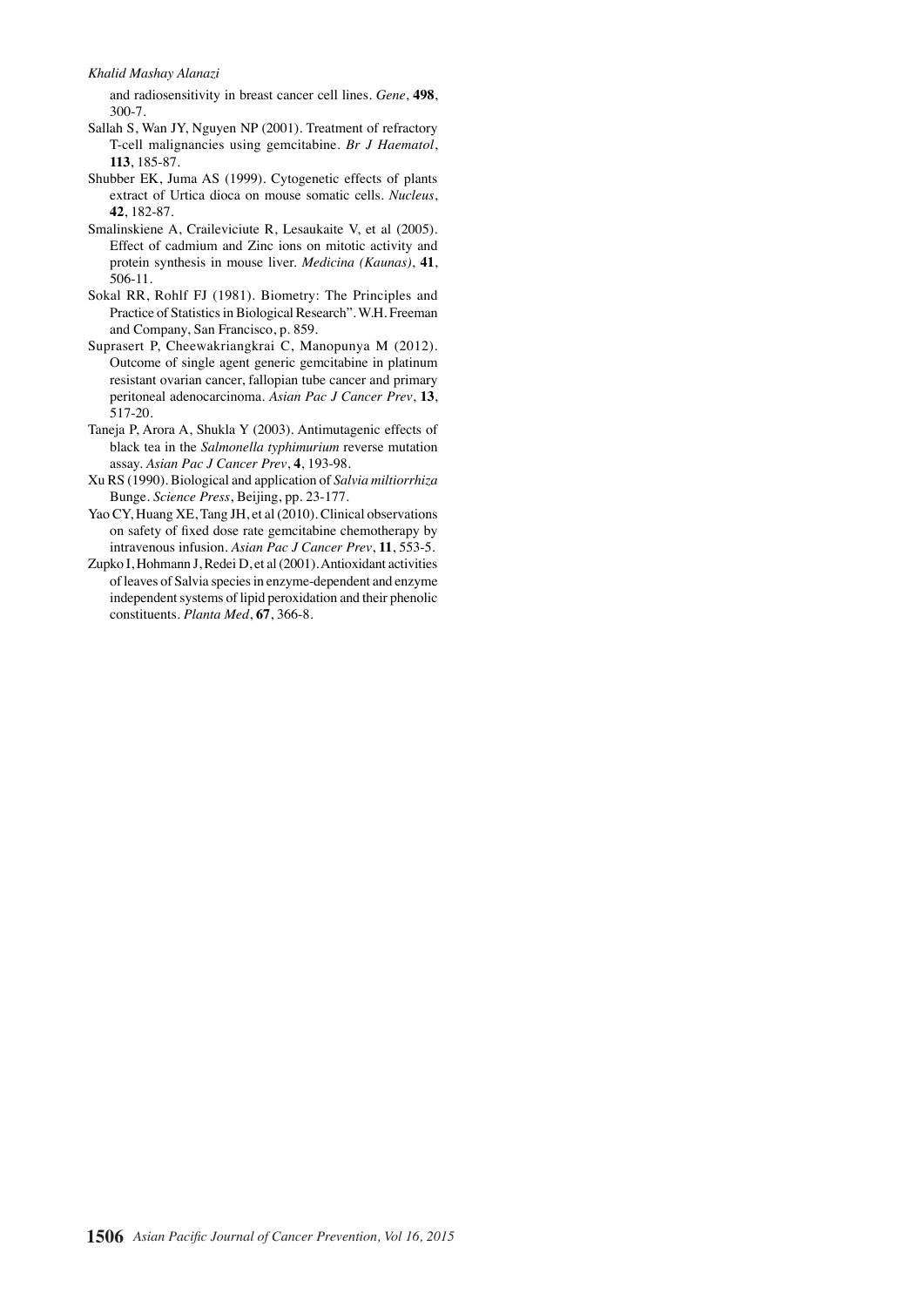and radiosensitivity in breast cancer cell lines. *Gene*, **498**, 300-7.

Sallah S, Wan JY, Nguyen NP (2001). Treatment of refractory T-cell malignancies using gemcitabine. *Br J Haematol*, **113**, 185-87.

Shubber EK, Juma AS (1999). Cytogenetic effects of plants extract of Urtica dioca on mouse somatic cells. *Nucleus*, **42**, 182-87.

Smalinskiene A, Craileviciute R, Lesaukaite V, et al (2005). Effect of cadmium and Zinc ions on mitotic activity and protein synthesis in mouse liver. *Medicina (Kaunas)*, **41**, 506-11.

Sokal RR, Rohlf FJ (1981). Biometry: The Principles and Practice of Statistics in Biological Research". W.H. Freeman and Company, San Francisco, p. 859.

Suprasert P, Cheewakriangkrai C, Manopunya M (2012). Outcome of single agent generic gemcitabine in platinum resistant ovarian cancer, fallopian tube cancer and primary peritoneal adenocarcinoma. *Asian Pac J Cancer Prev*, **13**, 517-20.

Taneja P, Arora A, Shukla Y (2003). Antimutagenic effects of black tea in the *Salmonella typhimurium* reverse mutation assay. *Asian Pac J Cancer Prev*, **4**, 193-98.

Xu RS (1990). Biological and application of *Salvia miltiorrhiza* Bunge. *Science Press*, Beijing, pp. 23-177.

Yao CY, Huang XE, Tang JH, et al (2010). Clinical observations on safety of fixed dose rate gemcitabine chemotherapy by intravenous infusion. *Asian Pac J Cancer Prev*, **11**, 553-5.

Zupko I, Hohmann J, Redei D, et al (2001). Antioxidant activities of leaves of Salvia species in enzyme-dependent and enzyme independent systems of lipid peroxidation and their phenolic constituents. *Planta Med*, **67**, 366-8.